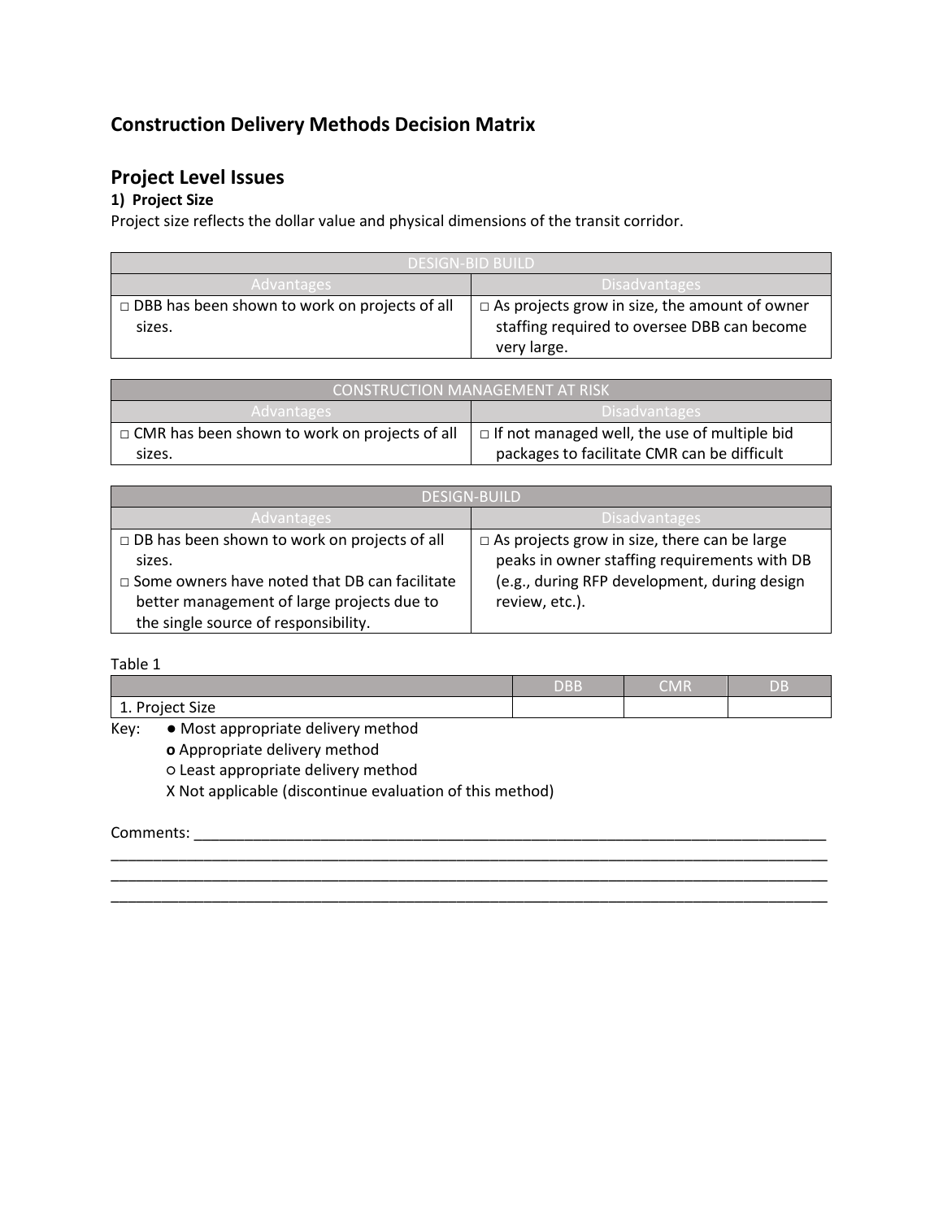## Construction Delivery Methods Decision Matrix

## Project Level Issues

### 1) Project Size

Project size reflects the dollar value and physical dimensions of the transit corridor.

| DESIGN-BID BUILD | |
|---|---|
| Advantages | Disadvantages |
| □ DBB has been shown to work on projects of all sizes. | □ As projects grow in size, the amount of owner staffing required to oversee DBB can become very large. |

| CONSTRUCTION MANAGEMENT AT RISK | |
|---|---|
| Advantages | Disadvantages |
| □ CMR has been shown to work on projects of all sizes. | □ If not managed well, the use of multiple bid packages to facilitate CMR can be difficult |

| DESIGN-BUILD | |
|---|---|
| Advantages | Disadvantages |
| □ DB has been shown to work on projects of all sizes.<br>□ Some owners have noted that DB can facilitate better management of large projects due to the single source of responsibility. | □ As projects grow in size, there can be large peaks in owner staffing requirements with DB (e.g., during RFP development, during design review, etc.). |

Table 1

| | DBB | CMR | DB |
|---|---|---|---|
| 1. Project Size | | | |

Key: ● Most appropriate delivery method
**o** Appropriate delivery method
○ Least appropriate delivery method
X Not applicable (discontinue evaluation of this method)

Comments: ______________________________________________________________________________
________________________________________________________________________________________
________________________________________________________________________________________
________________________________________________________________________________________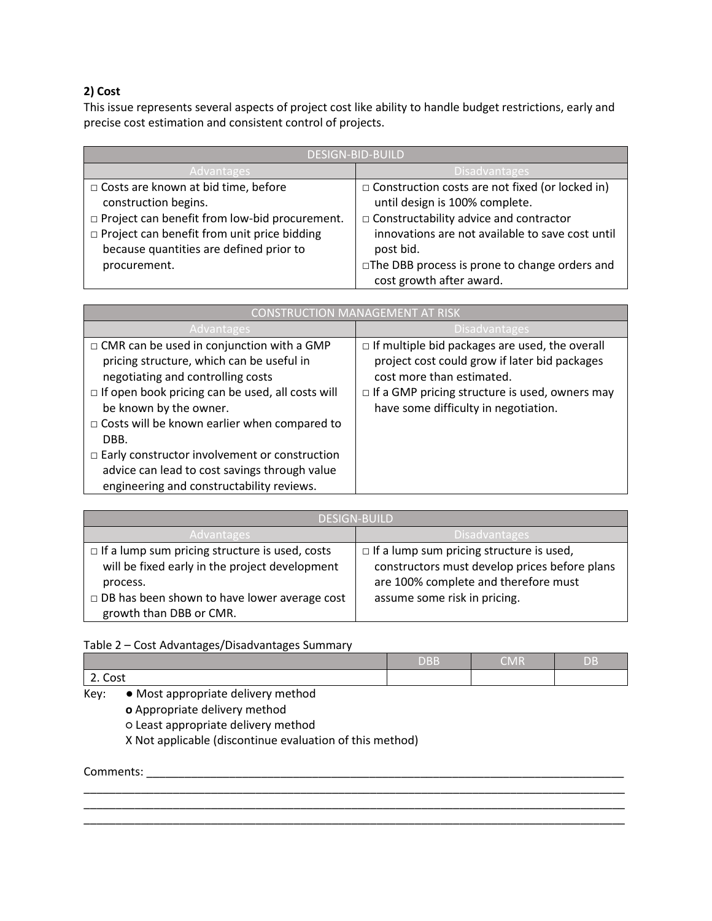**2) Cost**

This issue represents several aspects of project cost like ability to handle budget restrictions, early and precise cost estimation and consistent control of projects.

| DESIGN-BID-BUILD | |
|---|---|
| Advantages | Disadvantages |
| □ Costs are known at bid time, before construction begins.<br>□ Project can benefit from low-bid procurement.<br>□ Project can benefit from unit price bidding because quantities are defined prior to procurement. | □ Construction costs are not fixed (or locked in) until design is 100% complete.<br>□ Constructability advice and contractor innovations are not available to save cost until post bid.<br>□The DBB process is prone to change orders and cost growth after award. |

| CONSTRUCTION MANAGEMENT AT RISK | |
|---|---|
| Advantages | Disadvantages |
| □ CMR can be used in conjunction with a GMP pricing structure, which can be useful in negotiating and controlling costs<br>□ If open book pricing can be used, all costs will be known by the owner.<br>□ Costs will be known earlier when compared to DBB.<br>□ Early constructor involvement or construction advice can lead to cost savings through value engineering and constructability reviews. | □ If multiple bid packages are used, the overall project cost could grow if later bid packages cost more than estimated.<br>□ If a GMP pricing structure is used, owners may have some difficulty in negotiation. |

| DESIGN-BUILD | |
|---|---|
| Advantages | Disadvantages |
| □ If a lump sum pricing structure is used, costs will be fixed early in the project development process.<br>□ DB has been shown to have lower average cost growth than DBB or CMR. | □ If a lump sum pricing structure is used, constructors must develop prices before plans are 100% complete and therefore must assume some risk in pricing. |

Table 2 – Cost Advantages/Disadvantages Summary

| | DBB | CMR | DB |
|---|---|---|---|
| 2. Cost | | | |

Key: ● Most appropriate delivery method
**o** Appropriate delivery method
○ Least appropriate delivery method
X Not applicable (discontinue evaluation of this method)

Comments: ______________________________________________________________________________
______________________________________________________________________________________
______________________________________________________________________________________
______________________________________________________________________________________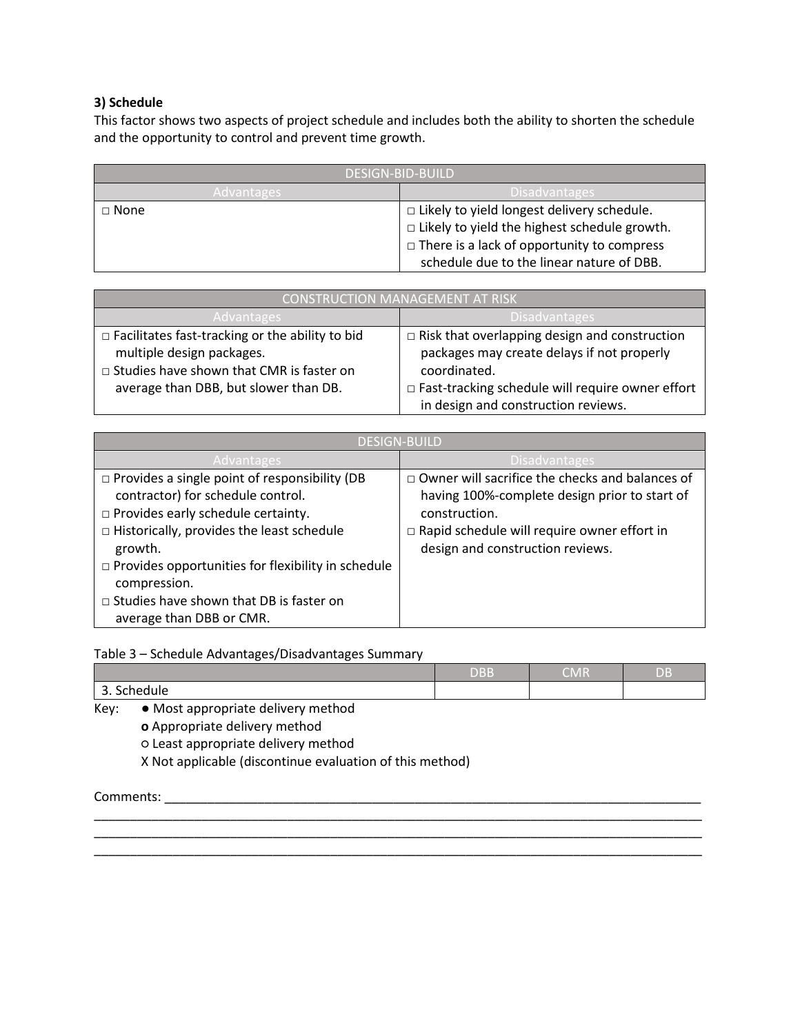### 3) Schedule

This factor shows two aspects of project schedule and includes both the ability to shorten the schedule and the opportunity to control and prevent time growth.

| DESIGN-BID-BUILD | |
|---|---|
| Advantages | Disadvantages |
| □ None | □ Likely to yield longest delivery schedule.<br>□ Likely to yield the highest schedule growth.<br>□ There is a lack of opportunity to compress schedule due to the linear nature of DBB. |

| CONSTRUCTION MANAGEMENT AT RISK | |
|---|---|
| Advantages | Disadvantages |
| □ Facilitates fast-tracking or the ability to bid multiple design packages.<br>□ Studies have shown that CMR is faster on average than DBB, but slower than DB. | □ Risk that overlapping design and construction packages may create delays if not properly coordinated.<br>□ Fast-tracking schedule will require owner effort in design and construction reviews. |

| DESIGN-BUILD | |
|---|---|
| Advantages | Disadvantages |
| □ Provides a single point of responsibility (DB contractor) for schedule control.<br>□ Provides early schedule certainty.<br>□ Historically, provides the least schedule growth.<br>□ Provides opportunities for flexibility in schedule compression.<br>□ Studies have shown that DB is faster on average than DBB or CMR. | □ Owner will sacrifice the checks and balances of having 100%-complete design prior to start of construction.<br>□ Rapid schedule will require owner effort in design and construction reviews. |

Table 3 – Schedule Advantages/Disadvantages Summary

| | DBB | CMR | DB |
|---|---|---|---|
| 3. Schedule | | | |

Key:
- ● Most appropriate delivery method
- **o** Appropriate delivery method
- ○ Least appropriate delivery method
- X Not applicable (discontinue evaluation of this method)

Comments: ______________________________________________________________________________
______________________________________________________________________________
______________________________________________________________________________
______________________________________________________________________________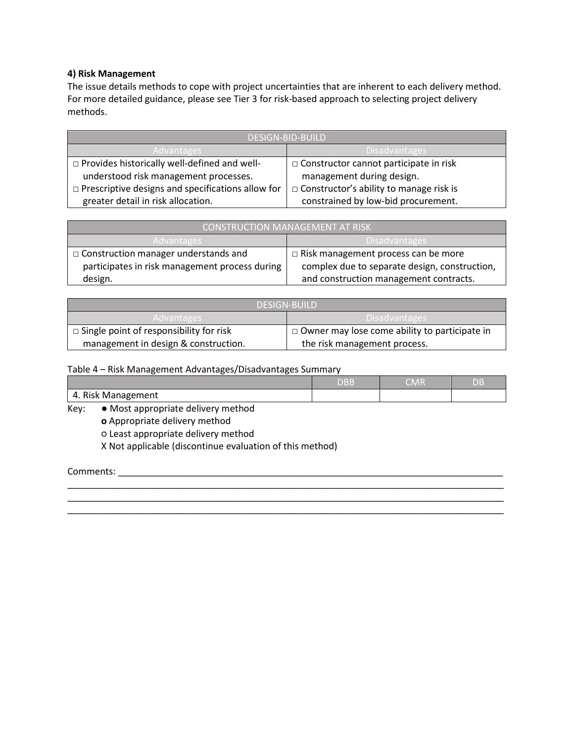**4) Risk Management**

The issue details methods to cope with project uncertainties that are inherent to each delivery method. For more detailed guidance, please see Tier 3 for risk-based approach to selecting project delivery methods.

| DESIGN-BID-BUILD | |
|---|---|
| Advantages | Disadvantages |
| □ Provides historically well-defined and well-understood risk management processes.<br>□ Prescriptive designs and specifications allow for greater detail in risk allocation. | □ Constructor cannot participate in risk management during design.<br>□ Constructor's ability to manage risk is constrained by low-bid procurement. |

| CONSTRUCTION MANAGEMENT AT RISK | |
|---|---|
| Advantages | Disadvantages |
| □ Construction manager understands and participates in risk management process during design. | □ Risk management process can be more complex due to separate design, construction, and construction management contracts. |

| DESIGN-BUILD | |
|---|---|
| Advantages | Disadvantages |
| □ Single point of responsibility for risk management in design & construction. | □ Owner may lose come ability to participate in the risk management process. |

Table 4 – Risk Management Advantages/Disadvantages Summary

| | DBB | CMR | DB |
|---|---|---|---|
| 4. Risk Management | | | |

Key: ● Most appropriate delivery method
**o** Appropriate delivery method
○ Least appropriate delivery method
X Not applicable (discontinue evaluation of this method)

Comments: ___________________________________________________________________________
_____________________________________________________________________________________
_____________________________________________________________________________________
_____________________________________________________________________________________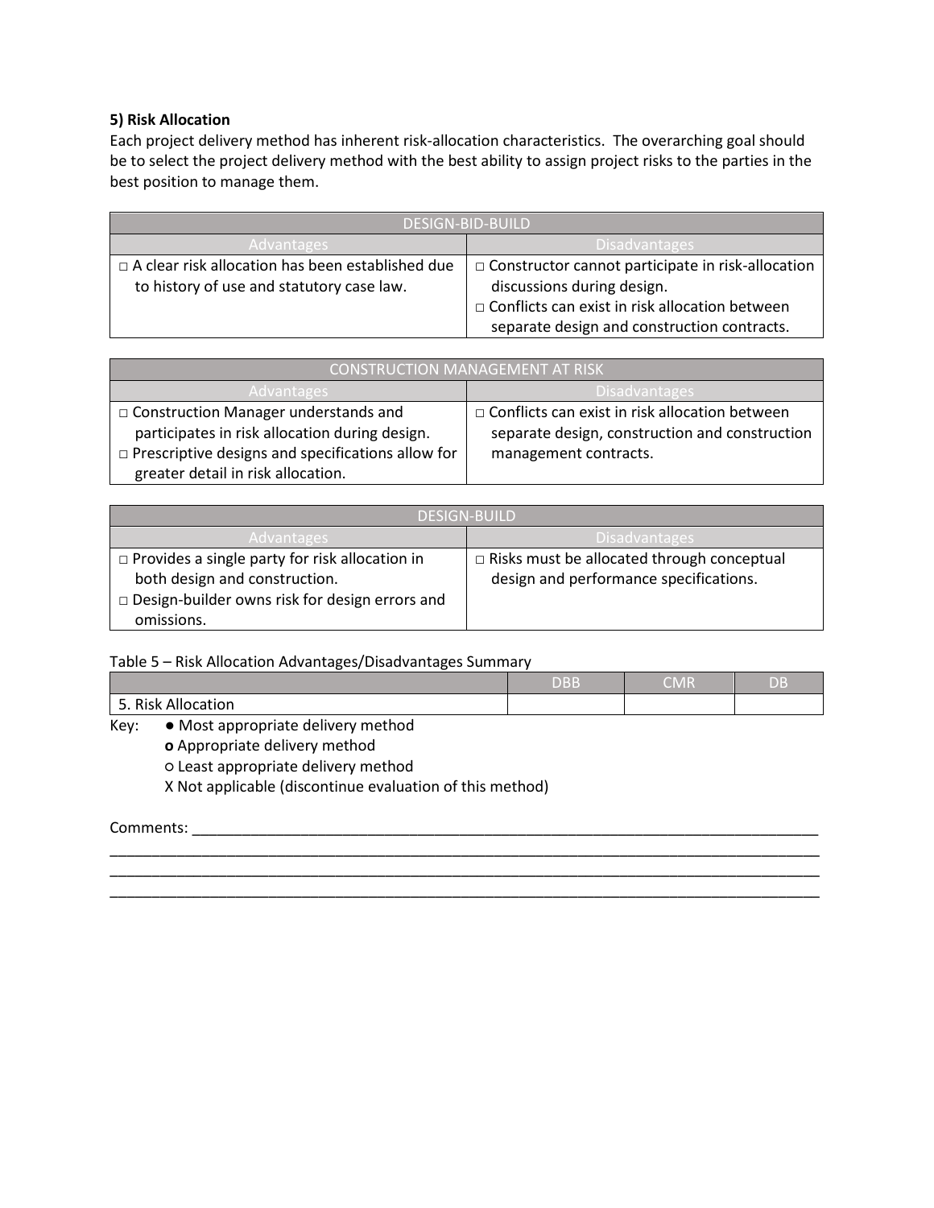**5) Risk Allocation**

Each project delivery method has inherent risk-allocation characteristics. The overarching goal should be to select the project delivery method with the best ability to assign project risks to the parties in the best position to manage them.

| DESIGN-BID-BUILD | |
|---|---|
| Advantages | Disadvantages |
| □ A clear risk allocation has been established due to history of use and statutory case law. | □ Constructor cannot participate in risk-allocation discussions during design.<br>□ Conflicts can exist in risk allocation between separate design and construction contracts. |

| CONSTRUCTION MANAGEMENT AT RISK | |
|---|---|
| Advantages | Disadvantages |
| □ Construction Manager understands and participates in risk allocation during design.<br>□ Prescriptive designs and specifications allow for greater detail in risk allocation. | □ Conflicts can exist in risk allocation between separate design, construction and construction management contracts. |

| DESIGN-BUILD | |
|---|---|
| Advantages | Disadvantages |
| □ Provides a single party for risk allocation in both design and construction.<br>□ Design-builder owns risk for design errors and omissions. | □ Risks must be allocated through conceptual design and performance specifications. |

Table 5 – Risk Allocation Advantages/Disadvantages Summary

| | DBB | CMR | DB |
|---|---|---|---|
| 5. Risk Allocation | | | |

Key: ● Most appropriate delivery method
**o** Appropriate delivery method
○ Least appropriate delivery method
X Not applicable (discontinue evaluation of this method)

Comments: ___________________________________________________________________________
_____________________________________________________________________________________
_____________________________________________________________________________________
_____________________________________________________________________________________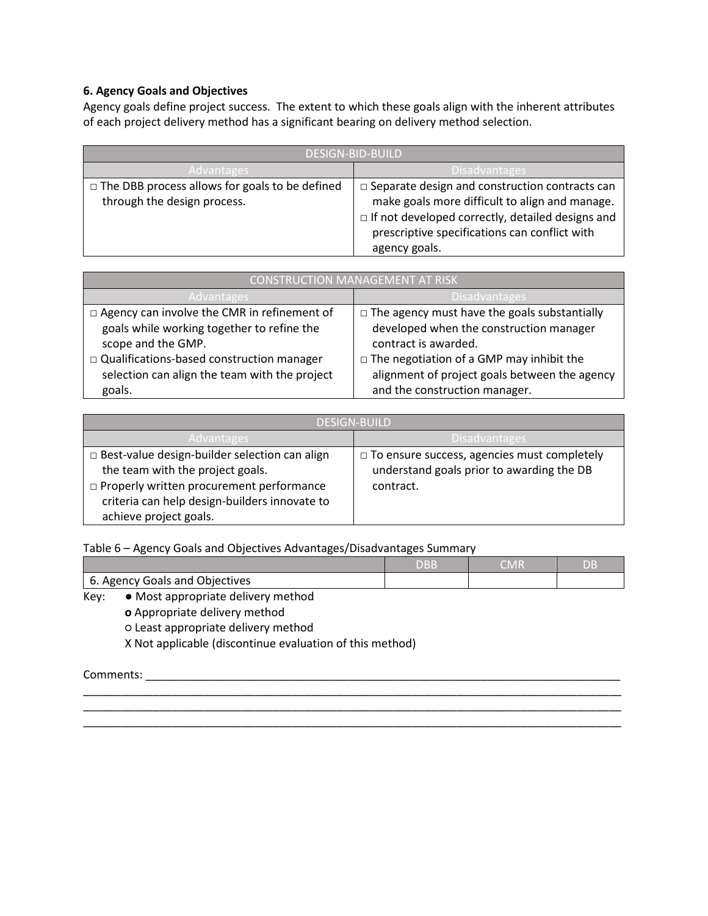### 6. Agency Goals and Objectives

Agency goals define project success. The extent to which these goals align with the inherent attributes of each project delivery method has a significant bearing on delivery method selection.

| DESIGN-BID-BUILD | |
|---|---|
| Advantages | Disadvantages |
| □ The DBB process allows for goals to be defined through the design process. | □ Separate design and construction contracts can make goals more difficult to align and manage.<br>□ If not developed correctly, detailed designs and prescriptive specifications can conflict with agency goals. |

| CONSTRUCTION MANAGEMENT AT RISK | |
|---|---|
| Advantages | Disadvantages |
| □ Agency can involve the CMR in refinement of goals while working together to refine the scope and the GMP.<br>□ Qualifications-based construction manager selection can align the team with the project goals. | □ The agency must have the goals substantially developed when the construction manager contract is awarded.<br>□ The negotiation of a GMP may inhibit the alignment of project goals between the agency and the construction manager. |

| DESIGN-BUILD | |
|---|---|
| Advantages | Disadvantages |
| □ Best-value design-builder selection can align the team with the project goals.<br>□ Properly written procurement performance criteria can help design-builders innovate to achieve project goals. | □ To ensure success, agencies must completely understand goals prior to awarding the DB contract. |

Table 6 – Agency Goals and Objectives Advantages/Disadvantages Summary

| | DBB | CMR | DB |
|---|---|---|---|
| 6. Agency Goals and Objectives | | | |

Key: ● Most appropriate delivery method
**o** Appropriate delivery method
○ Least appropriate delivery method
X Not applicable (discontinue evaluation of this method)

Comments: ________________________________________________________________________________
________________________________________________________________________________________
________________________________________________________________________________________
________________________________________________________________________________________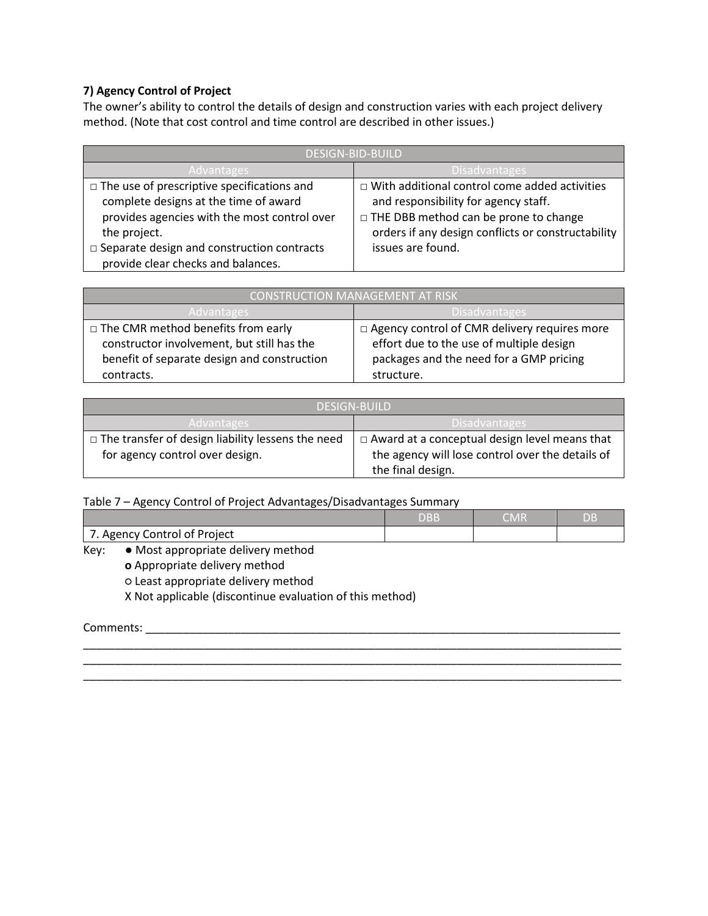**7) Agency Control of Project**

The owner's ability to control the details of design and construction varies with each project delivery method. (Note that cost control and time control are described in other issues.)

| DESIGN-BID-BUILD | |
|---|---|
| Advantages | Disadvantages |
| □ The use of prescriptive specifications and complete designs at the time of award provides agencies with the most control over the project.<br>□ Separate design and construction contracts provide clear checks and balances. | □ With additional control come added activities and responsibility for agency staff.<br>□ THE DBB method can be prone to change orders if any design conflicts or constructability issues are found. |

| CONSTRUCTION MANAGEMENT AT RISK | |
|---|---|
| Advantages | Disadvantages |
| □ The CMR method benefits from early constructor involvement, but still has the benefit of separate design and construction contracts. | □ Agency control of CMR delivery requires more effort due to the use of multiple design packages and the need for a GMP pricing structure. |

| DESIGN-BUILD | |
|---|---|
| Advantages | Disadvantages |
| □ The transfer of design liability lessens the need for agency control over design. | □ Award at a conceptual design level means that the agency will lose control over the details of the final design. |

Table 7 – Agency Control of Project Advantages/Disadvantages Summary

| | DBB | CMR | DB |
|---|---|---|---|
| 7. Agency Control of Project | | | |

Key:
- ● Most appropriate delivery method
- **o** Appropriate delivery method
- ○ Least appropriate delivery method
- X Not applicable (discontinue evaluation of this method)

Comments: ______________________________________________________________________________
__________________________________________________________________________________________
__________________________________________________________________________________________
__________________________________________________________________________________________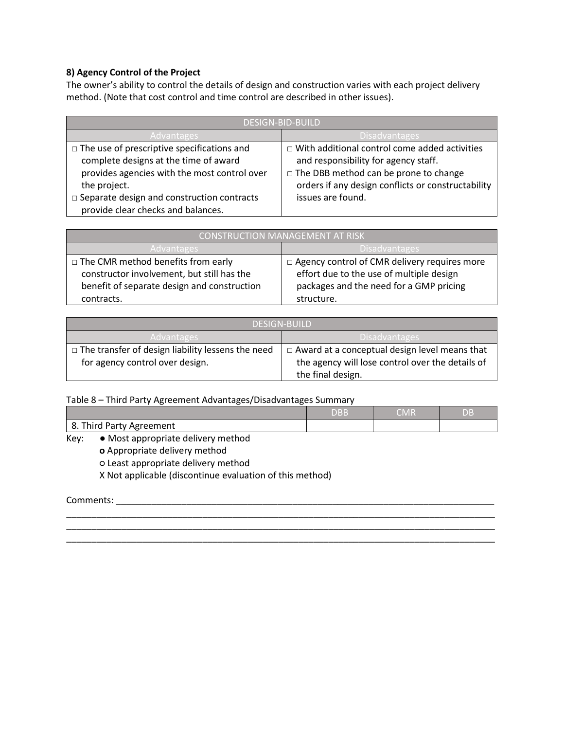**8) Agency Control of the Project**

The owner's ability to control the details of design and construction varies with each project delivery method. (Note that cost control and time control are described in other issues).

| DESIGN-BID-BUILD | |
|---|---|
| Advantages | Disadvantages |
| □ The use of prescriptive specifications and complete designs at the time of award provides agencies with the most control over the project.<br>□ Separate design and construction contracts provide clear checks and balances. | □ With additional control come added activities and responsibility for agency staff.<br>□ The DBB method can be prone to change orders if any design conflicts or constructability issues are found. |

| CONSTRUCTION MANAGEMENT AT RISK | |
|---|---|
| Advantages | Disadvantages |
| □ The CMR method benefits from early constructor involvement, but still has the benefit of separate design and construction contracts. | □ Agency control of CMR delivery requires more effort due to the use of multiple design packages and the need for a GMP pricing structure. |

| DESIGN-BUILD | |
|---|---|
| Advantages | Disadvantages |
| □ The transfer of design liability lessens the need for agency control over design. | □ Award at a conceptual design level means that the agency will lose control over the details of the final design. |

Table 8 – Third Party Agreement Advantages/Disadvantages Summary

| | DBB | CMR | DB |
|---|---|---|---|
| 8. Third Party Agreement | | | |

Key:
- ● Most appropriate delivery method
- **o** Appropriate delivery method
- ○ Least appropriate delivery method
- X Not applicable (discontinue evaluation of this method)

Comments: ______________________________________________________________________________
________________________________________________________________________________________
________________________________________________________________________________________
________________________________________________________________________________________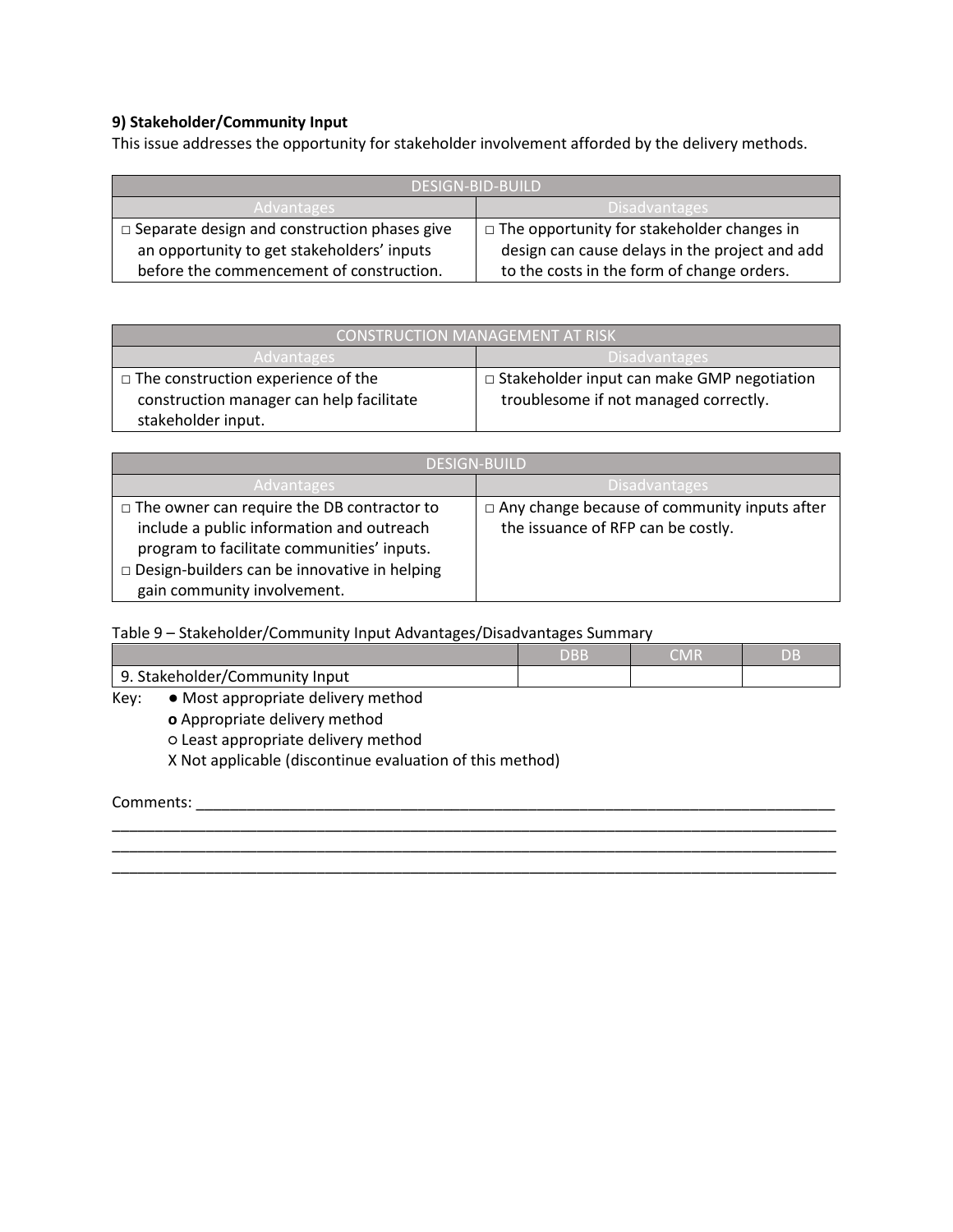**9) Stakeholder/Community Input**

This issue addresses the opportunity for stakeholder involvement afforded by the delivery methods.

| DESIGN-BID-BUILD | |
|---|---|
| Advantages | Disadvantages |
| □ Separate design and construction phases give an opportunity to get stakeholders' inputs before the commencement of construction. | □ The opportunity for stakeholder changes in design can cause delays in the project and add to the costs in the form of change orders. |

| CONSTRUCTION MANAGEMENT AT RISK | |
|---|---|
| Advantages | Disadvantages |
| □ The construction experience of the construction manager can help facilitate stakeholder input. | □ Stakeholder input can make GMP negotiation troublesome if not managed correctly. |

| DESIGN-BUILD | |
|---|---|
| Advantages | Disadvantages |
| □ The owner can require the DB contractor to include a public information and outreach program to facilitate communities' inputs.<br>□ Design-builders can be innovative in helping gain community involvement. | □ Any change because of community inputs after the issuance of RFP can be costly. |

Table 9 – Stakeholder/Community Input Advantages/Disadvantages Summary

| | DBB | CMR | DB |
|---|---|---|---|
| 9. Stakeholder/Community Input | | | |

Key:
- ● Most appropriate delivery method
- **o** Appropriate delivery method
- ○ Least appropriate delivery method
- X Not applicable (discontinue evaluation of this method)

Comments: ______________________________________________________________________________
_______________________________________________________________________________________
_______________________________________________________________________________________
_______________________________________________________________________________________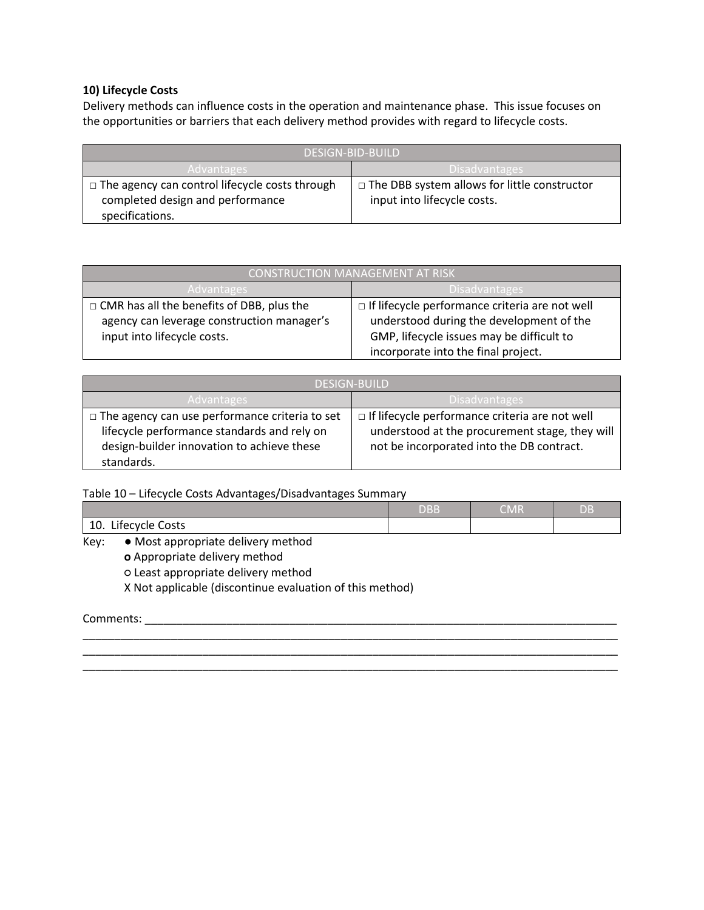**10) Lifecycle Costs**

Delivery methods can influence costs in the operation and maintenance phase. This issue focuses on the opportunities or barriers that each delivery method provides with regard to lifecycle costs.

| DESIGN-BID-BUILD | |
|---|---|
| Advantages | Disadvantages |
| □ The agency can control lifecycle costs through completed design and performance specifications. | □ The DBB system allows for little constructor input into lifecycle costs. |

| CONSTRUCTION MANAGEMENT AT RISK | |
|---|---|
| Advantages | Disadvantages |
| □ CMR has all the benefits of DBB, plus the agency can leverage construction manager's input into lifecycle costs. | □ If lifecycle performance criteria are not well understood during the development of the GMP, lifecycle issues may be difficult to incorporate into the final project. |

| DESIGN-BUILD | |
|---|---|
| Advantages | Disadvantages |
| □ The agency can use performance criteria to set lifecycle performance standards and rely on design-builder innovation to achieve these standards. | □ If lifecycle performance criteria are not well understood at the procurement stage, they will not be incorporated into the DB contract. |

Table 10 – Lifecycle Costs Advantages/Disadvantages Summary

| | DBB | CMR | DB |
|---|---|---|---|
| 10. Lifecycle Costs | | | |

Key:
- ● Most appropriate delivery method
- **o** Appropriate delivery method
- ○ Least appropriate delivery method
- X Not applicable (discontinue evaluation of this method)

Comments: ________________________________________________________________________________
____________________________________________________________________________________________
____________________________________________________________________________________________
____________________________________________________________________________________________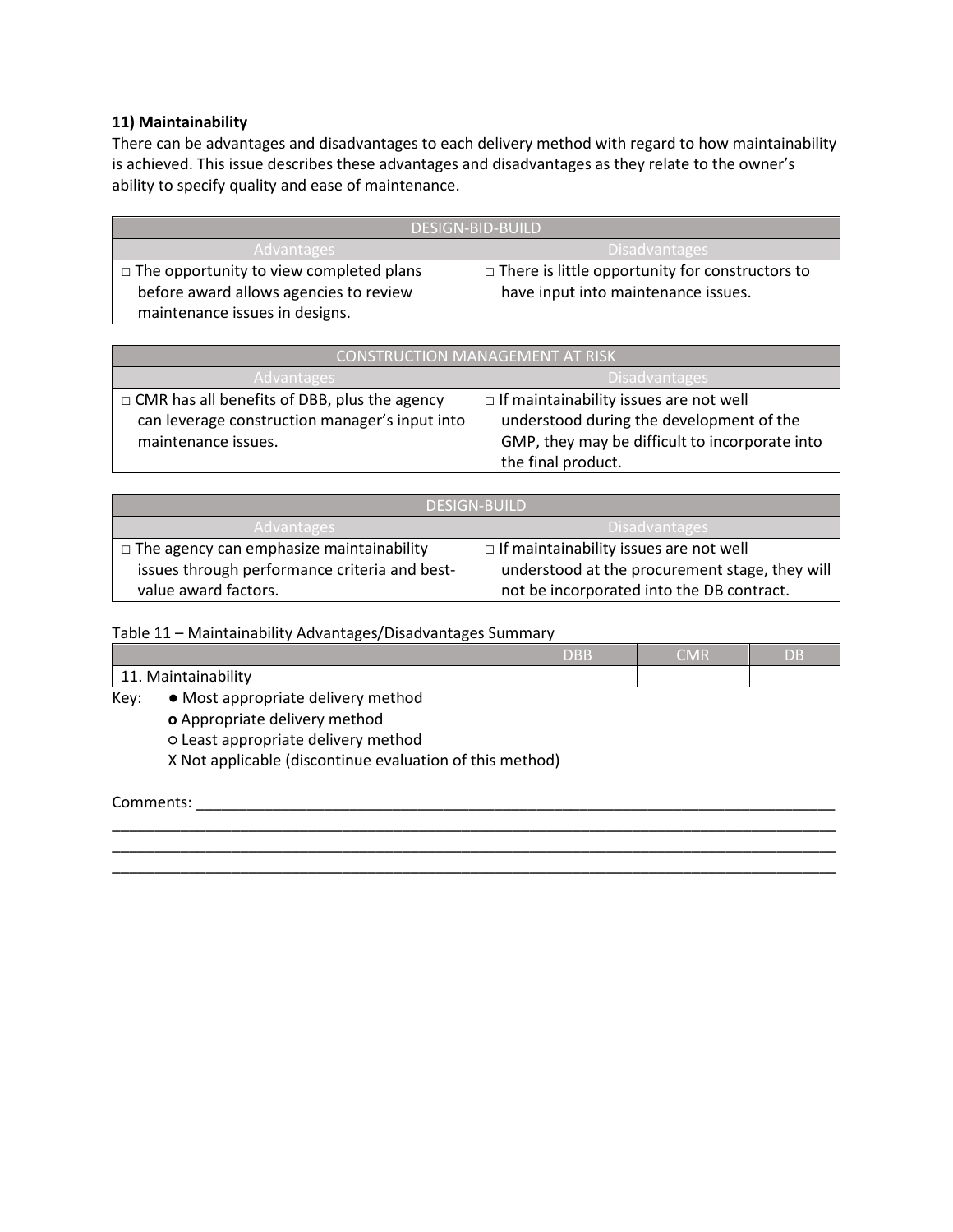**11) Maintainability**

There can be advantages and disadvantages to each delivery method with regard to how maintainability is achieved. This issue describes these advantages and disadvantages as they relate to the owner's ability to specify quality and ease of maintenance.

| DESIGN-BID-BUILD | |
|---|---|
| Advantages | Disadvantages |
| □ The opportunity to view completed plans before award allows agencies to review maintenance issues in designs. | □ There is little opportunity for constructors to have input into maintenance issues. |

| CONSTRUCTION MANAGEMENT AT RISK | |
|---|---|
| Advantages | Disadvantages |
| □ CMR has all benefits of DBB, plus the agency can leverage construction manager's input into maintenance issues. | □ If maintainability issues are not well understood during the development of the GMP, they may be difficult to incorporate into the final product. |

| DESIGN-BUILD | |
|---|---|
| Advantages | Disadvantages |
| □ The agency can emphasize maintainability issues through performance criteria and best-value award factors. | □ If maintainability issues are not well understood at the procurement stage, they will not be incorporated into the DB contract. |

Table 11 – Maintainability Advantages/Disadvantages Summary

| | DBB | CMR | DB |
|---|---|---|---|
| 11. Maintainability | | | |

Key: ● Most appropriate delivery method

**o** Appropriate delivery method

○ Least appropriate delivery method

X Not applicable (discontinue evaluation of this method)

Comments: ______________________________________________________________________________
_______________________________________________________________________________________
_______________________________________________________________________________________
_______________________________________________________________________________________